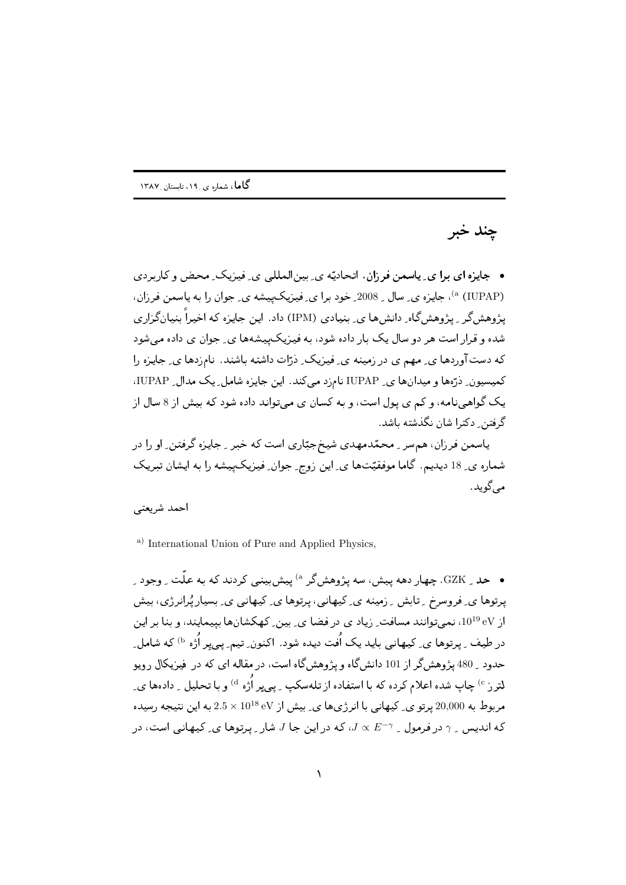# چند خبر

• **جایزه ای برا یِ یاسمن فرزان.** اتحادیّه یِ بین‌المللی یِ فیزیکِ محض و کاربردی (IUPAP) [a]، جایزه یِ سالِ 2008ِ خود برا یِ فیزیک‌پیشه یِ جوان را به یاسمن فرزان، پژوهش‌گرِ پژوهش‌گاهِ دانش‌ها یِ بنیادی (IPM) داد. این جایزه که اخیراً بنیان‌گزاری شده و قرار است هر دو سال یک بار داده شود، به فیزیک‌پیشه‌ها یِ جوان ی داده می‌شود که دست‌آوردها یِ مهم ی در زمینه یِ فیزیکِ ذرّات داشته باشند. نام‌زدها یِ جایزه را کمیسیونِ ذرّه‌ها و میدان‌ها یِ IUPAP نام‌زد می‌کند. این جایزه شاملِ یک مدالِ IUPAP، یک گواهی‌نامه، و کم ی پول است، و به کسان ی می‌تواند داده شود که بیش از 8 سال از گرفتنِ دکترا شان نگذشته باشد.

یاسمن فرزان، همسرِ محمّدمهدی شیخ‌جبّاری است که خبرِ جایزه گرفتنِ او را در شماره یِ 18 دیدیم. گاما موفقیّت‌ها یِ این زوجِ جوانِ فیزیک‌پیشه را به ایشان تبریک می‌گوید.

احمد شریعتی

[a] International Union of Pure and Applied Physics,

• **حدِ GZK.** چهار دهه پیش، سه پژوهش‌گر [a] پیش‌بینی کردند که به علّتِ وجودِ پرتوها یِ فروسرخِ تابشِ زمینه یِ کیهانی، پرتوها یِ کیهانی یِ بسیارپُرانرژی، بیش از $10^{19}$ eV، نمی‌توانند مسافتِ زیاد ی در فضا یِ بینِ کهکشان‌ها بپیمایند، و بنا بر این در طیفِ پرتوها یِ کیهانی باید یک اُفت دیده شود. اکنون، تیمِ پی‌یر اُژه [b] که شاملِ حدودِ 480 پژوهش‌گر از 101 دانش‌گاه و پژوهش‌گاه است، در مقاله ای که در فیزیکال رویو لترز [c] چاپ شده اعلام کرده که با استفاده از تلسکپِ پی‌یر اُژه [d] و با تحلیلِ داده‌ها یِ مربوط به 20,000 پرتو یِ کیهانی با انرژی‌ها یِ بیش از $2.5 \times 10^{18}$ eV به این نتیجه رسیده که اندیسِ $\gamma$ در فرمولِ $J \propto E^{-\gamma}$، که در این جا $J$ شارِ پرتوها یِ کیهانی است، در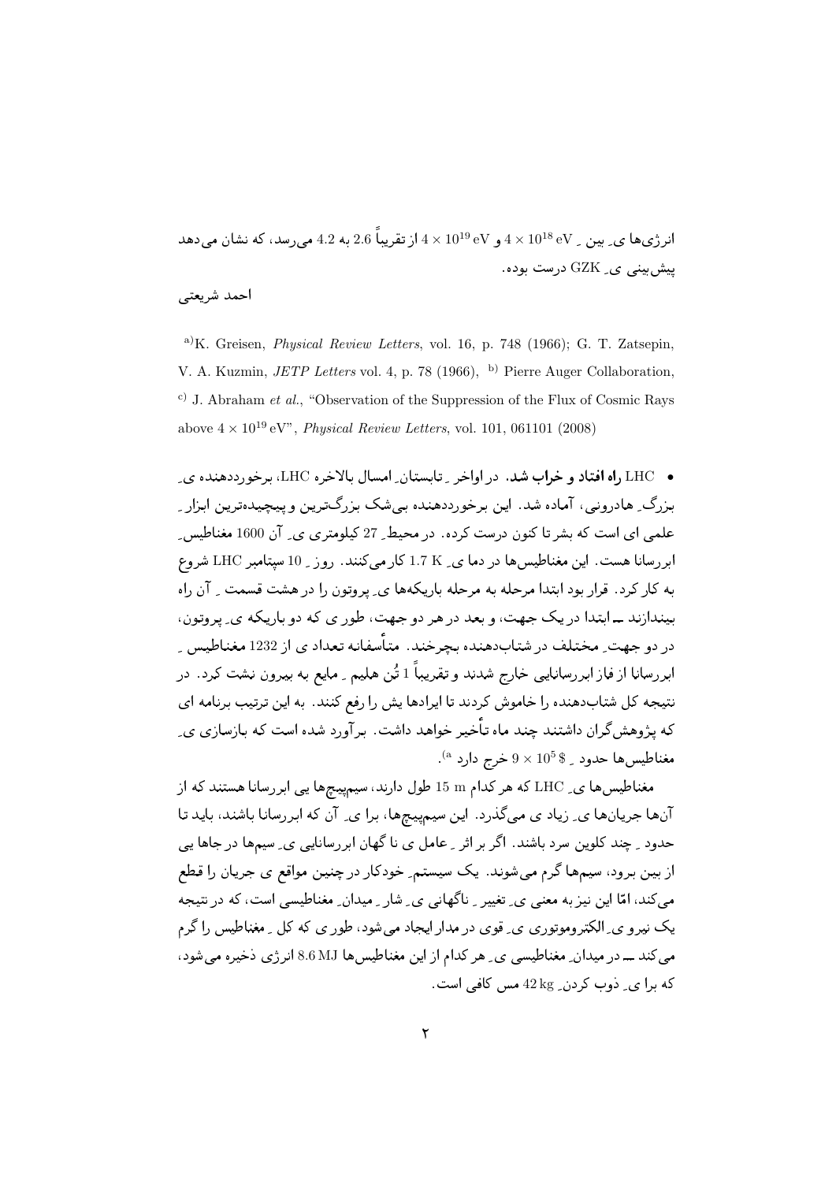انرژی‌ها یِ بین ـ $4 \times 10^{18}\,\mathrm{eV}$ و $4 \times 10^{19}\,\mathrm{eV}$ از تقریباً 2.6 به 4.2 می‌رسد، که نشان می‌دهد پیش‌بینی یِ GZK درست بوده.

احمد شریعتی

[a] K. Greisen, *Physical Review Letters*, vol. 16, p. 748 (1966); G. T. Zatsepin, V. A. Kuzmin, *JETP Letters* vol. 4, p. 78 (1966), [b] Pierre Auger Collaboration, [c] J. Abraham *et al.*, "Observation of the Suppression of the Flux of Cosmic Rays above $4 \times 10^{19}\,\mathrm{eV}$", *Physical Review Letters*, vol. 101, 061101 (2008)

• **LHC راه افتاد و خراب شد.** در اواخر ِ تابستان ِ امسال بالاخره LHC، برخورددهنده یِ بزرگ ِ هادرونی، آماده شد. این برخورددهنده بی‌شک بزرگ‌ترین و پیچیده‌ترین ابزار ِ علمی ای است که بشر تا کنون درست کرده. در محیط ِ 27 کیلومتری یِ آن 1600 مغناطیس ِ ابررسانا هست. این مغناطیس‌ها در دما یِ $1.7\,\mathrm{K}$ کار می‌کنند. روز ِ 10 سپتامبر LHC شروع به کار کرد. قرار بود ابتدا مرحله به مرحله باریکه‌ها یِ پروتون را در هشت قسمت ِ آن راه بیندازند ــ ابتدا در یک جهت، و بعد در هر دو جهت، طور ی که دو باریکه یِ پروتون، در دو جهت ِ مختلف در شتاب‌دهنده بچرخند. متأسفانه تعداد ی از 1232 مغناطیس ِ ابررسانا از فاز ابررسانایی خارج شدند و تقریباً 1 تُن هلیم ِ مایع به بیرون نشت کرد. در نتیجه کل شتاب‌دهنده را خاموش کردند تا ایرادها یش را رفع کنند. به این ترتیب برنامه ای که پژوهش‌گران داشتند چند ماه تأخیر خواهد داشت. برآورد شده است که بازسازی یِ مغناطیس‌ها حدود ِ $9 \times 10^5\,\$$ خرج دارد [a].

مغناطیس‌ها یِ LHC که هر کدام $15\,\mathrm{m}$ طول دارند، سیم‌پیچ‌ها یی ابررسانا هستند که از آن‌ها جریان‌ها یِ زیاد ی می‌گذرد. این سیم‌پیچ‌ها، برا یِ آن که ابررسانا باشند، باید تا حدود ِ چند کلوین سرد باشند. اگر بر اثر ِ عامل ی نا گهان ابررسانایی یِ سیم‌ها در جاها یی از بین برود، سیم‌ها گرم می‌شوند. یک سیستم ِ خودکار در چنین مواقع ی جریان را قطع می‌کند، امّا این نیز به معنی یِ تغییر ِ ناگهانی یِ شار ِ میدان ِ مغناطیسی است، که در نتیجه یک نیرو یِ الکتروموتوری یِ قوی در مدار ایجاد می‌شود، طور ی که کل ِ مغناطیس را گرم می‌کند ــ در میدان ِ مغناطیسی یِ هر کدام از این مغناطیس‌ها $8.6\,\mathrm{MJ}$ انرژی ذخیره می‌شود، که برا یِ ذوب کردن ِ $42\,\mathrm{kg}$ مس کافی است.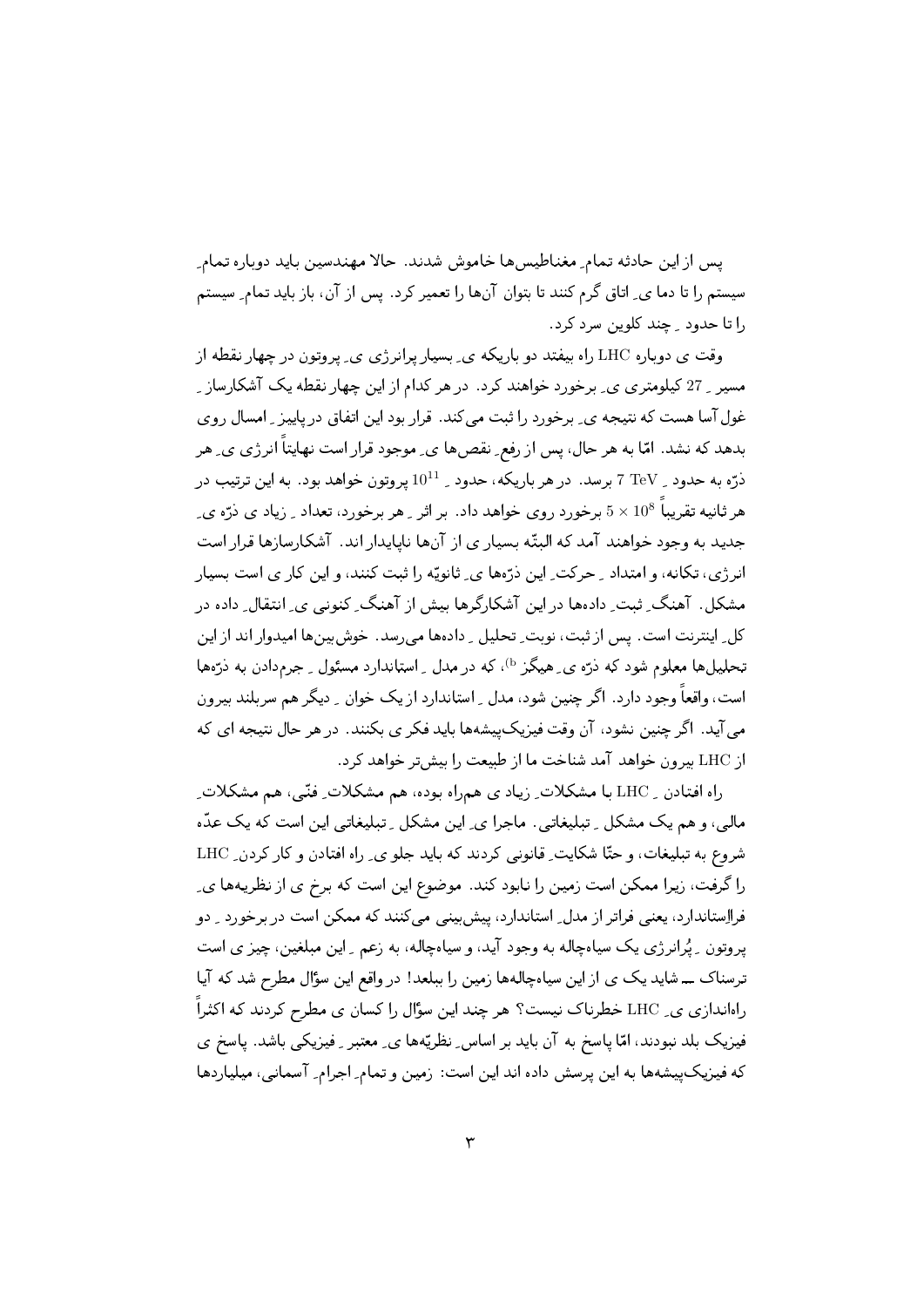پس از این حادثه تمام ِ مغناطیس‌ها خاموش شدند. حالا مهندسین باید دوباره تمام ِ سیستم را تا دما ی ِ اتاق گرم کنند تا بتوان آن‌ها را تعمیر کرد. پس از آن، باز باید تمام ِ سیستم را تا حدود ِ چند کلوین سرد کرد.

وقت ی دوباره LHC راه بیفتد دو باریکه ی ِ بسیار پرانرژی ی ِ پروتون در چهار نقطه از مسیر ِ 27 کیلومتری ی ِ برخورد خواهند کرد. در هر کدام از این چهار نقطه یک آشکارساز ِ غول‌آسا هست که نتیجه ی ِ برخورد را ثبت می‌کند. قرار بود این اتفاق در پاییز ِ امسال روی بدهد که نشد. امّا به هر حال، پس از رفع ِ نقص‌ها ی ِ موجود قرار است نهایتاً انرژی ی ِ هر ذرّه به حدود ِ 7 TeV برسد. در هر باریکه، حدود ِ $10^{11}$ پروتون خواهد بود. به این ترتیب در هر ثانیه تقریباً $5 \times 10^{8}$ برخورد روی خواهد داد. بر اثر ِ هر برخورد، تعداد ِ زیاد ی ذرّه ی ِ جدید به وجود خواهند آمد که البتّه بسیار ی از آن‌ها ناپایدار اند. آشکارسازها قرار است انرژی، تکانه، و امتداد ِ حرکت ِ این ذرّه‌ها ی ِ ثانویّه را ثبت کنند، و این کار ی است بسیار مشکل. آهنگ ِ ثبت ِ داده‌ها در این آشکارگرها بیش از آهنگ ِ کنونی ی ِ انتقال ِ داده در کل ِ اینترنت است. پس از ثبت، نوبت ِ تحلیل ِ داده‌ها می‌رسد. خوش‌بین‌ها امیدوار اند از این تحلیل‌ها معلوم شود که ذرّه ی ِ هیگز [b]، که در مدل ِ استاندارد مسئول ِ جرم‌دادن به ذرّه‌ها است، واقعاً وجود دارد. اگر چنین شود، مدل ِ استاندارد از یک خوان ِ دیگر هم سربلند بیرون می‌آید. اگر چنین نشود، آن وقت فیزیک‌پیشه‌ها باید فکر ی بکنند. در هر حال نتیجه ای که از LHC بیرون خواهد آمد شناخت ما از طبیعت را بیش‌تر خواهد کرد.

راه افتادن ِ LHC با مشکلات ِ زیاد ی هم‌راه بوده، هم مشکلات ِ فنّی، هم مشکلات ِ مالی، و هم یک مشکل ِ تبلیغاتی. ماجرا ی ِ این مشکل ِ تبلیغاتی این است که یک عدّه شروع به تبلیغات، و حتّا شکایت ِ قانونی کردند که باید جلو ی ِ راه افتادن و کار کردن ِ LHC را گرفت، زیرا ممکن است زمین را نابود کند. موضوع این است که برخ ی از نظریه‌ها ی ِ فرااستاندارد، یعنی فراتر از مدل ِ استاندارد، پیش‌بینی می‌کنند که ممکن است در برخورد ِ دو پروتون ِ پُرانرژی یک سیاه‌چاله به وجود آید، و سیاه‌چاله، به زعم ِ این مبلغین، چیز ی است ترسناک ــ شاید یک ی از این سیاه‌چاله‌ها زمین را ببلعد! در واقع این سؤال مطرح شد که آیا راه‌اندازی ی ِ LHC خطرناک نیست؟ هر چند این سؤال را کسان ی مطرح کردند که اکثراً فیزیک بلد نبودند، امّا پاسخ به آن باید بر اساس ِ نظریّه‌ها ی ِ معتبر ِ فیزیکی باشد. پاسخ ی که فیزیک‌پیشه‌ها به این پرسش داده اند این است: زمین و تمام ِ اجرام ِ آسمانی، میلیاردها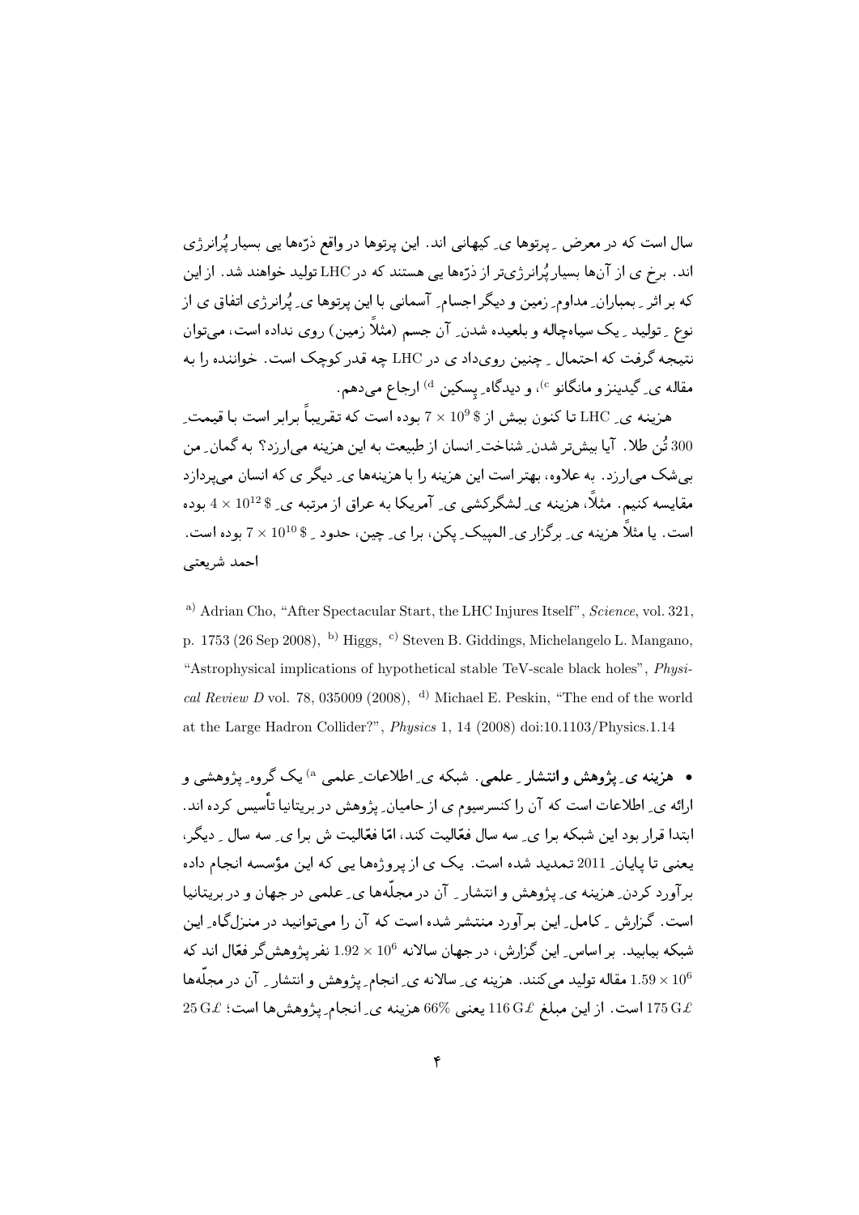سال است که در معرض ِ پرتوها ی ِ کیهانی اند. این پرتوها در واقع ذرّه‌ها یی بسیار پُرانرژی اند. برخ ی از آن‌ها بسیار پُرانرژی‌تر از ذرّه‌ها یی هستند که در LHC تولید خواهند شد. از این که بر اثر ِ بمباران ِ مداوم ِ زمین و دیگر اجسام ِ آسمانی با این پرتوها ی ِ پُرانرژی اتفاق ی از نوع ِ تولید ِ یک سیاه‌چاله و بلعیده شدن ِ آن جسم (مثلاً زمین) روی نداده است، می‌توان نتیجه گرفت که احتمال ِ چنین روی‌داد ی در LHC چه قدر کوچک است. خواننده را به مقاله ی ِ گیدینز و مانگانو [c]، و دیدگاه ِ پسکین [d] ارجاع می‌دهم.

هزینه ی ِ LHC تا کنون بیش از $7 \times 10^9$ $ بوده است که تقریباً برابر است با قیمت ِ 300 تُن طلا. آیا بیش‌تر شدن ِ شناخت ِ انسان از طبیعت به این هزینه می‌ارزد؟ به گمان ِ من بی‌شک می‌ارزد. به علاوه، بهتر است این هزینه را با هزینه‌ها ی ِ دیگر ی که انسان می‌پردازد مقایسه کنیم. مثلاً، هزینه ی ِ لشگرکشی ی ِ آمریکا به عراق از مرتبه ی ِ $4 \times 10^{12}$ $ بوده است. یا مثلاً هزینه ی ِ برگزار ی ِ المپیک ِ پکن، برا ی ِ چین، حدود ِ $7 \times 10^{10}$ $ بوده است.

احمد شریعتی

[a] Adrian Cho, "After Spectacular Start, the LHC Injures Itself", *Science*, vol. 321, p. 1753 (26 Sep 2008), [b] Higgs, [c] Steven B. Giddings, Michelangelo L. Mangano, "Astrophysical implications of hypothetical stable TeV-scale black holes", *Physical Review D* vol. 78, 035009 (2008), [d] Michael E. Peskin, "The end of the world at the Large Hadron Collider?", *Physics* 1, 14 (2008) doi:10.1103/Physics.1.14

- **هزینه ی ِ پژوهش و انتشار ِ علمی.** شبکه ی ِ اطلاعات ِ علمی [a] یک گروه ِ پژوهشی و ارائه ی ِ اطلاعات است که آن را کنسرسیوم ی از حامیان ِ پژوهش در بریتانیا تأسیس کرده اند. ابتدا قرار بود این شبکه برا ی ِ سه سال فعّالیت کند، امّا فعّالیت ش برا ی ِ سه سال ِ دیگر، یعنی تا پایان ِ 2011 تمدید شده است. یک ی از پروژه‌ها یی که این مؤسسه انجام داده برآورد کردن ِ هزینه ی ِ پژوهش و انتشار ِ آن در مجلّه‌ها ی ِ علمی در جهان و در بریتانیا است. گزارش ِ کامل ِ این برآورد منتشر شده است که آن را می‌توانید در منزل‌گاه ِ این شبکه بیابید. بر اساس ِ این گزارش، در جهان سالانه $1.92 \times 10^6$ نفر پژوهش‌گر فعّال اند که $1.59 \times 10^6$ مقاله تولید می‌کنند. هزینه ی ِ سالانه ی ِ انجام ِ پژوهش و انتشار ِ آن در مجلّه‌ها 175 G£ است. از این مبلغ 116 G£ یعنی 66% هزینه ی ِ انجام ِ پژوهش‌ها است؛ 25 G£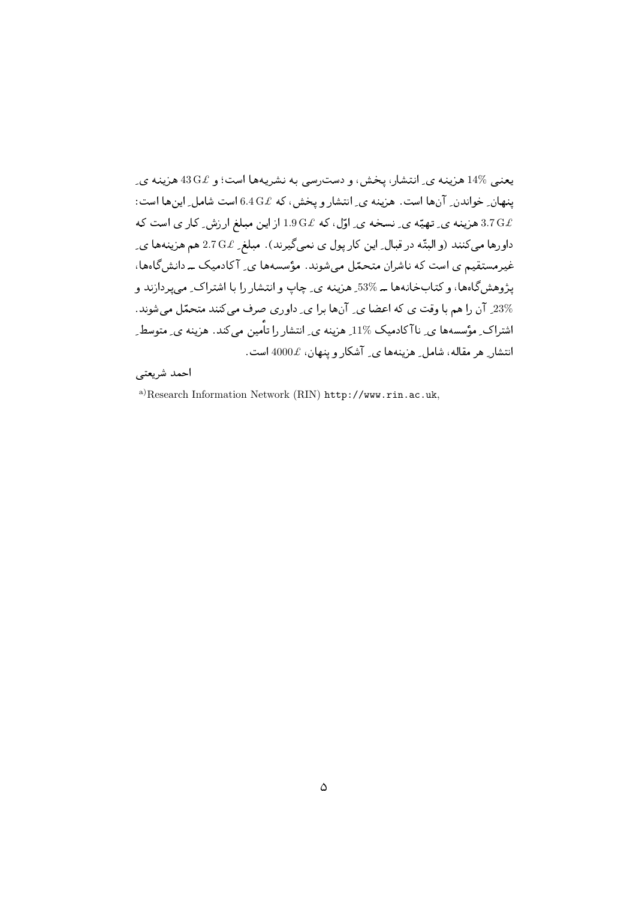یعنی $14\%$ هزینه یِ انتشار، پخش، و دست‌رسی به نشریه‌ها است؛ و $43\,\mathrm{G}\pounds$ هزینه یِ پنهانِ خواندنِ آن‌ها است. هزینه یِ انتشار و پخش، که $6.4\,\mathrm{G}\pounds$ است شاملِ این‌ها است: $3.7\,\mathrm{G}\pounds$ هزینه یِ تهیّه یِ نسخه یِ اوّل، که $1.9\,\mathrm{G}\pounds$ از این مبلغ ارزشِ کار ی است که داورها می‌کنند (و البتّه در قبالِ این کار پول ی نمی‌گیرند). مبلغِ $2.7\,\mathrm{G}\pounds$ هم هزینه‌ها یِ غیرمستقیم ی است که ناشران متحمّل می‌شوند. مؤسسه‌ها یِ آکادمیک ــ دانش‌گاه‌ها، پژوهش‌گاه‌ها، و کتاب‌خانه‌ها ــ $53\%$ِ هزینه یِ چاپ و انتشار را با اشتراک می‌پردازند و $23\%$ِ آن را هم با وقت ی که اعضا یِ آن‌ها برا یِ داوری صرف می‌کنند متحمّل می‌شوند. اشتراکِ مؤسسه‌ها یِ ناآکادمیک $11\%$ِ هزینه یِ انتشار را تأمین می‌کند. هزینه یِ متوسطِ انتشارِ هر مقاله، شاملِ هزینه‌ها یِ آشکار و پنهان، $4000\pounds$ است.

احمد شریعتی

[a] Research Information Network (RIN) http://www.rin.ac.uk,